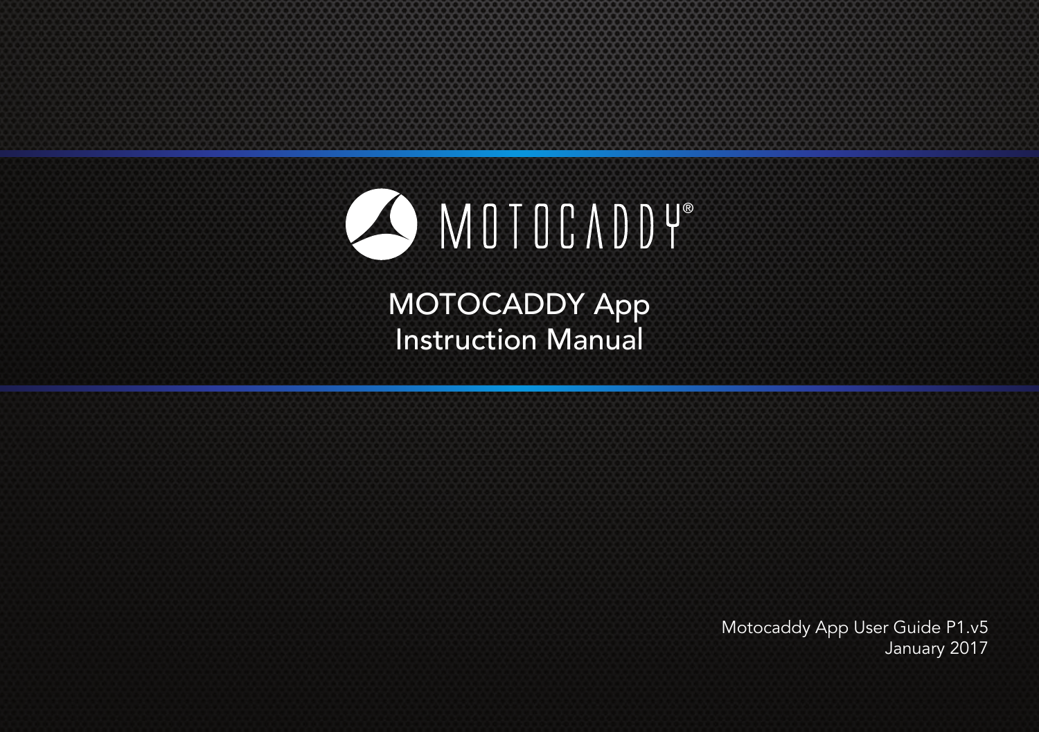MOTOCADDY®

# MOTOCADDY App Instruction Manual

Motocaddy App User Guide P1.v5
January 2017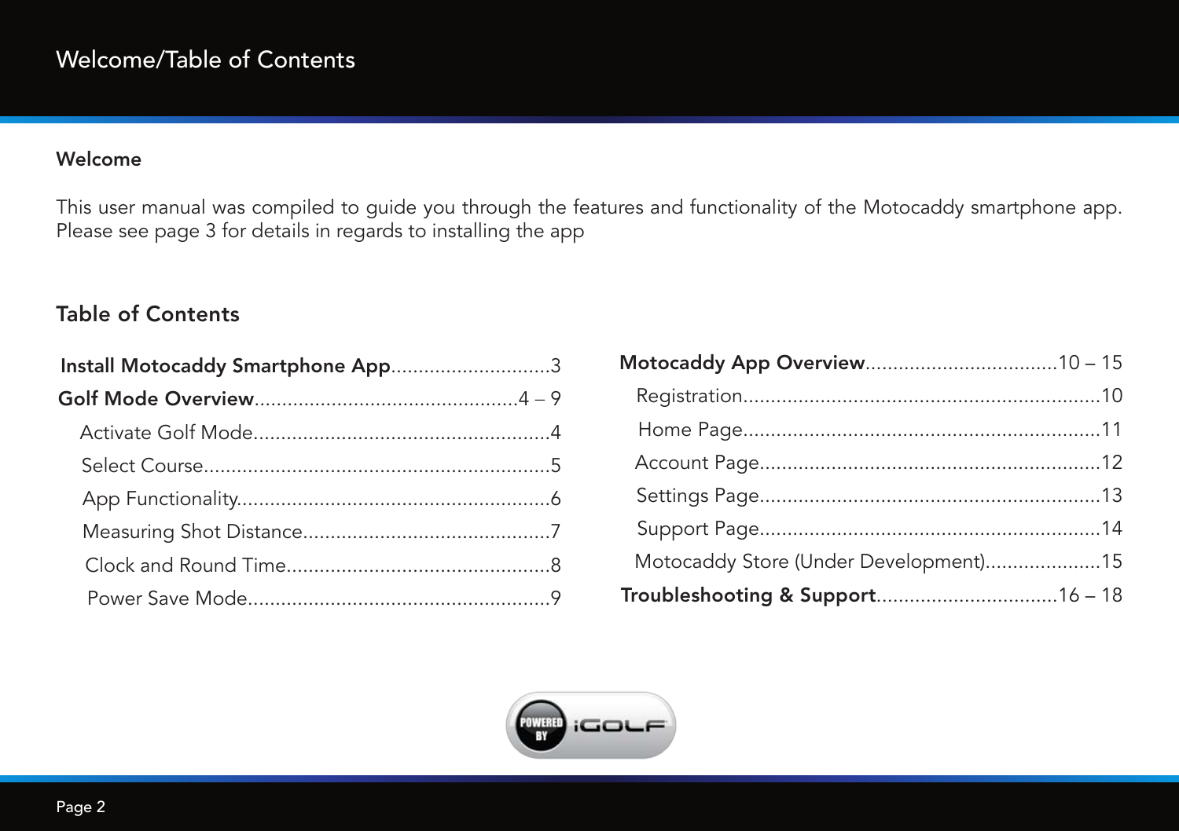# Welcome/Table of Contents

## Welcome

This user manual was compiled to guide you through the features and functionality of the Motocaddy smartphone app. Please see page 3 for details in regards to installing the app

## Table of Contents

**Install Motocaddy Smartphone App**............................3

**Golf Mode Overview**...............................................4 – 9

- Activate Golf Mode.....................................................4
- Select Course..............................................................5
- App Functionality........................................................6
- Measuring Shot Distance............................................7
- Clock and Round Time...............................................8
- Power Save Mode......................................................9

**Motocaddy App Overview**..................................10 – 15

- Registration...............................................................10
- Home Page...............................................................11
- Account Page............................................................12
- Settings Page............................................................13
- Support Page............................................................14
- Motocaddy Store (Under Development)....................15

**Troubleshooting & Support**................................16 – 18

POWERED BY iGOLF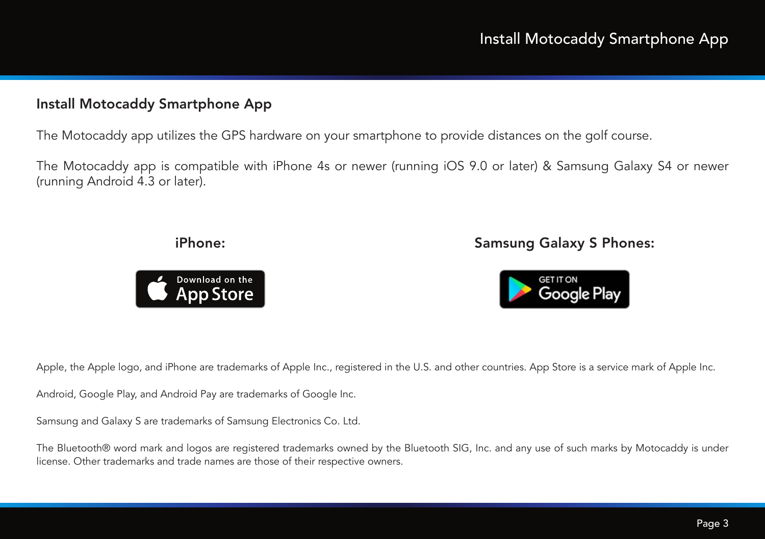## Install Motocaddy Smartphone App

The Motocaddy app utilizes the GPS hardware on your smartphone to provide distances on the golf course.

The Motocaddy app is compatible with iPhone 4s or newer (running iOS 9.0 or later) & Samsung Galaxy S4 or newer (running Android 4.3 or later).

**iPhone:**

Download on the App Store

**Samsung Galaxy S Phones:**

GET IT ON Google Play

Apple, the Apple logo, and iPhone are trademarks of Apple Inc., registered in the U.S. and other countries. App Store is a service mark of Apple Inc.

Android, Google Play, and Android Pay are trademarks of Google Inc.

Samsung and Galaxy S are trademarks of Samsung Electronics Co. Ltd.

The Bluetooth® word mark and logos are registered trademarks owned by the Bluetooth SIG, Inc. and any use of such marks by Motocaddy is under license. Other trademarks and trade names are those of their respective owners.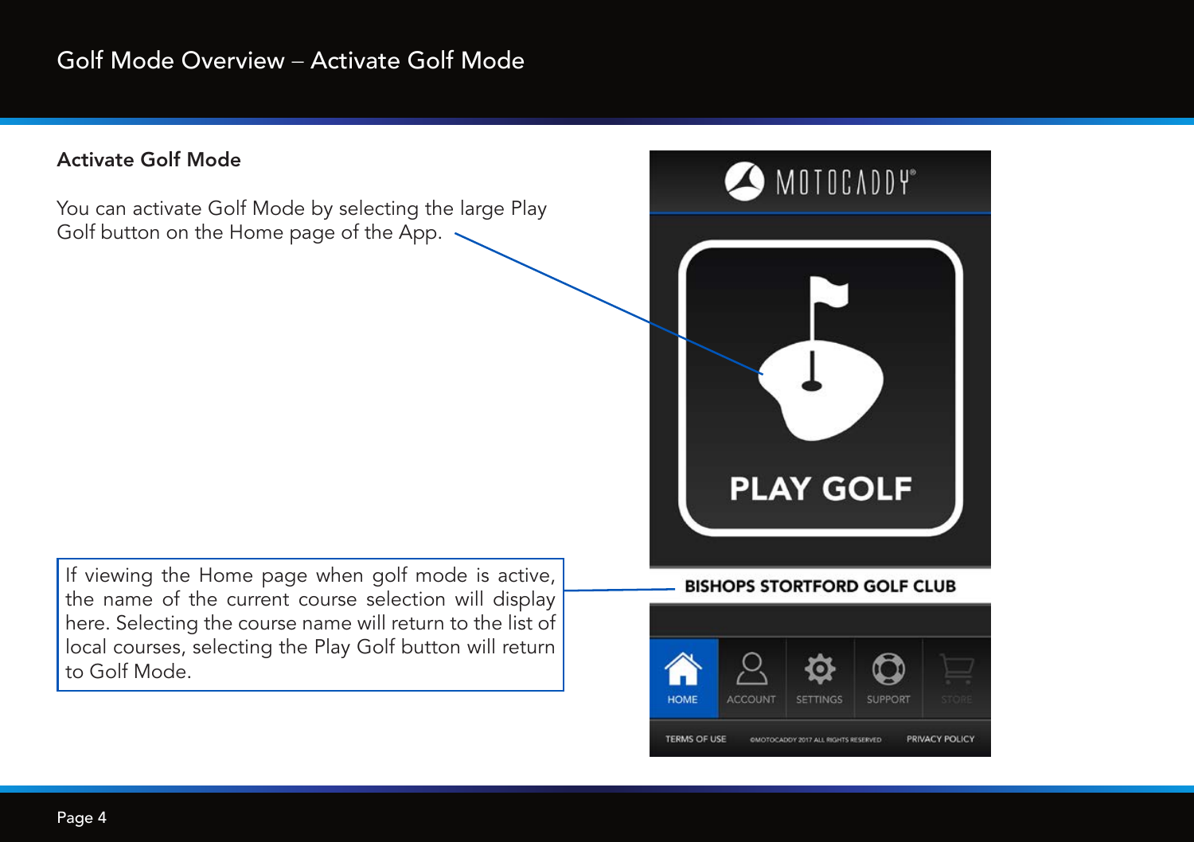# Golf Mode Overview – Activate Golf Mode

## Activate Golf Mode

You can activate Golf Mode by selecting the large Play Golf button on the Home page of the App.

If viewing the Home page when golf mode is active, the name of the current course selection will display here. Selecting the course name will return to the list of local courses, selecting the Play Golf button will return to Golf Mode.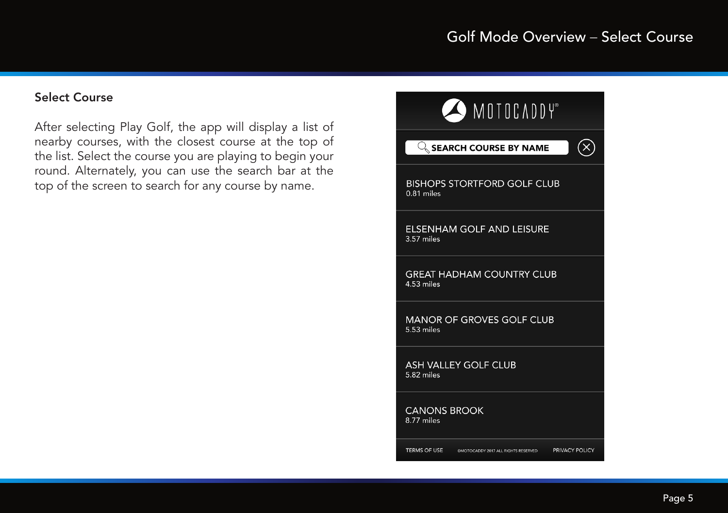# Golf Mode Overview – Select Course

## Select Course

After selecting Play Golf, the app will display a list of nearby courses, with the closest course at the top of the list. Select the course you are playing to begin your round. Alternately, you can use the search bar at the top of the screen to search for any course by name.

MOTOCADDY®

SEARCH COURSE BY NAME

BISHOPS STORTFORD GOLF CLUB
0.81 miles

ELSENHAM GOLF AND LEISURE
3.57 miles

GREAT HADHAM COUNTRY CLUB
4.53 miles

MANOR OF GROVES GOLF CLUB
5.53 miles

ASH VALLEY GOLF CLUB
5.82 miles

CANONS BROOK
8.77 miles

TERMS OF USE ©MOTOCADDY 2017 ALL RIGHTS RESERVED PRIVACY POLICY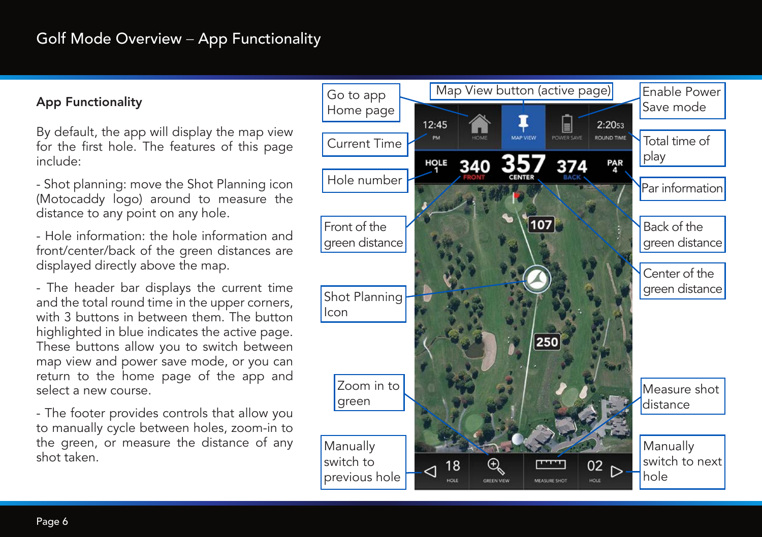# Golf Mode Overview – App Functionality

## App Functionality

By default, the app will display the map view for the first hole. The features of this page include:

- Shot planning: move the Shot Planning icon (Motocaddy logo) around to measure the distance to any point on any hole.

- Hole information: the hole information and front/center/back of the green distances are displayed directly above the map.

- The header bar displays the current time and the total round time in the upper corners, with 3 buttons in between them. The button highlighted in blue indicates the active page. These buttons allow you to switch between map view and power save mode, or you can return to the home page of the app and select a new course.

- The footer provides controls that allow you to manually cycle between holes, zoom-in to the green, or measure the distance of any shot taken.

Go to app Home page

Map View button (active page)

Enable Power Save mode

Current Time

Total time of play

Hole number

Par information

Front of the green distance

Back of the green distance

Center of the green distance

Shot Planning Icon

Zoom in to green

Measure shot distance

Manually switch to previous hole

Manually switch to next hole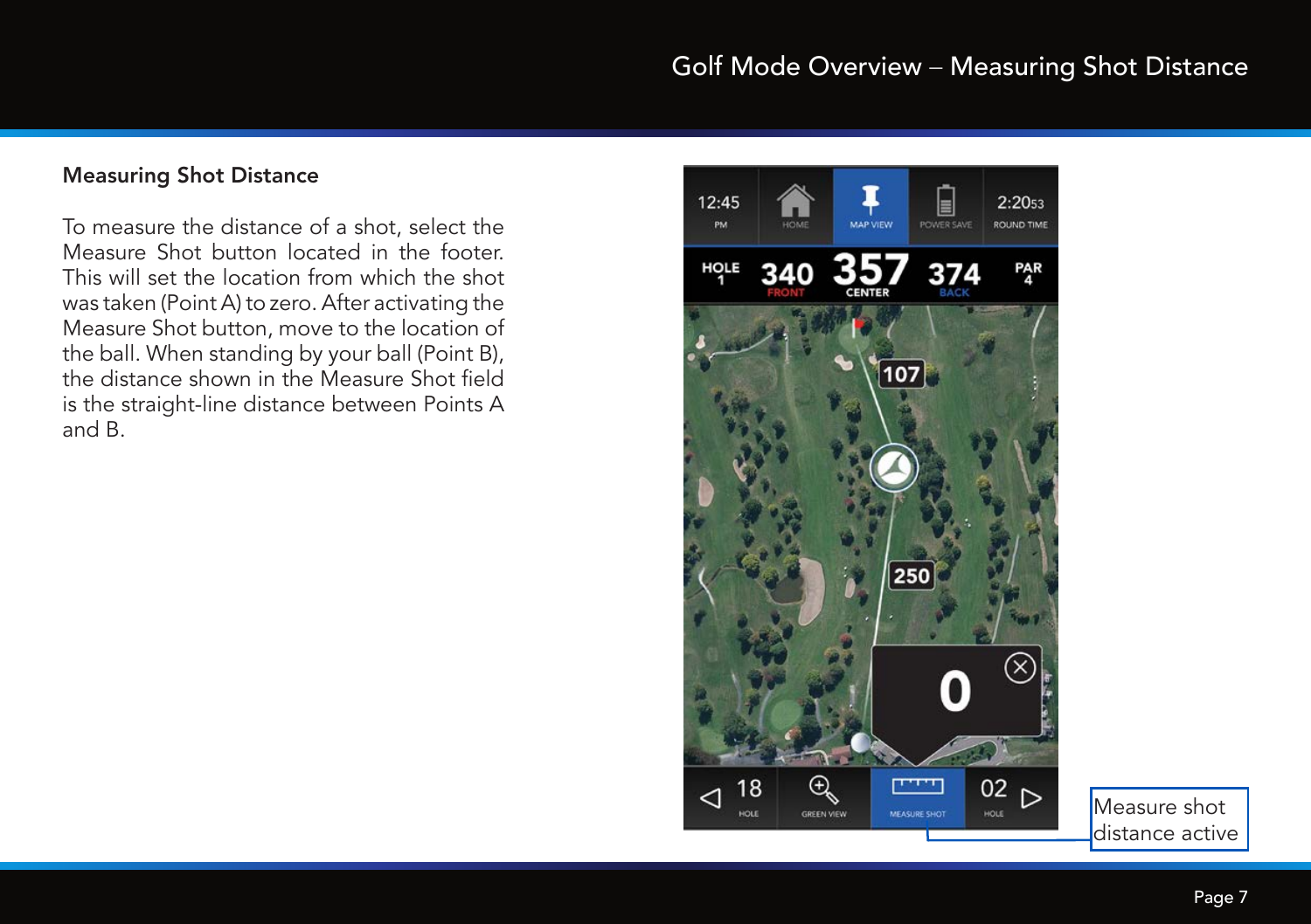## Measuring Shot Distance

To measure the distance of a shot, select the Measure Shot button located in the footer. This will set the location from which the shot was taken (Point A) to zero. After activating the Measure Shot button, move to the location of the ball. When standing by your ball (Point B), the distance shown in the Measure Shot field is the straight-line distance between Points A and B.

Measure shot distance active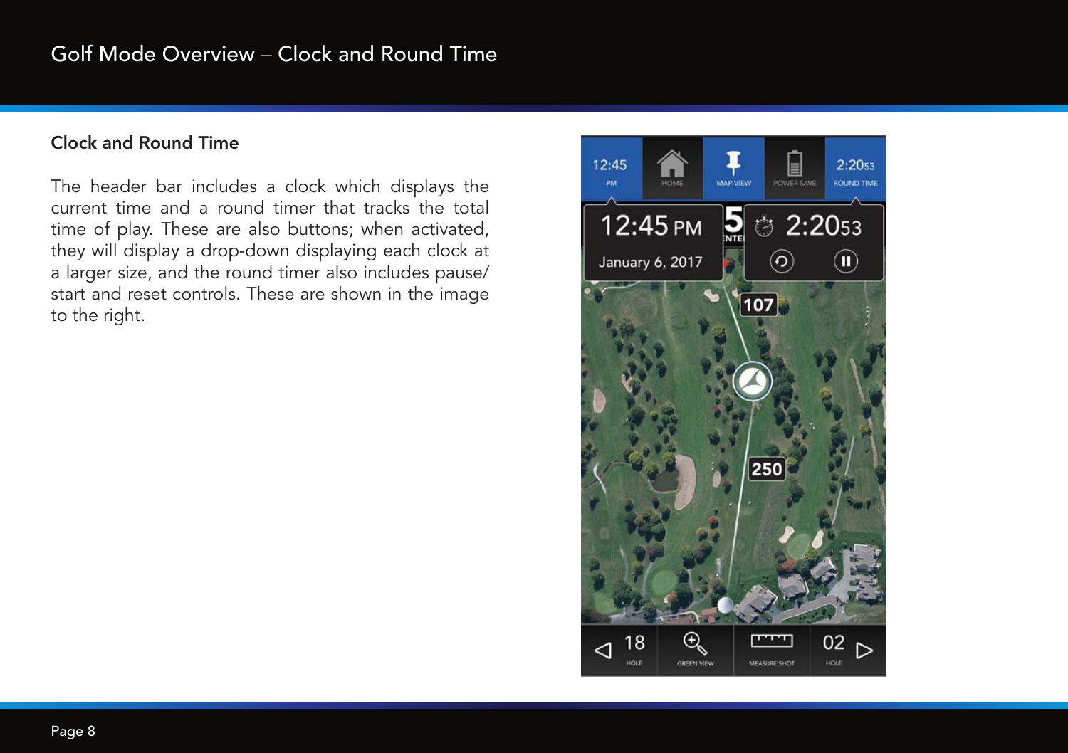## Clock and Round Time

The header bar includes a clock which displays the current time and a round timer that tracks the total time of play. These are also buttons; when activated, they will display a drop-down displaying each clock at a larger size, and the round timer also includes pause/ start and reset controls. These are shown in the image to the right.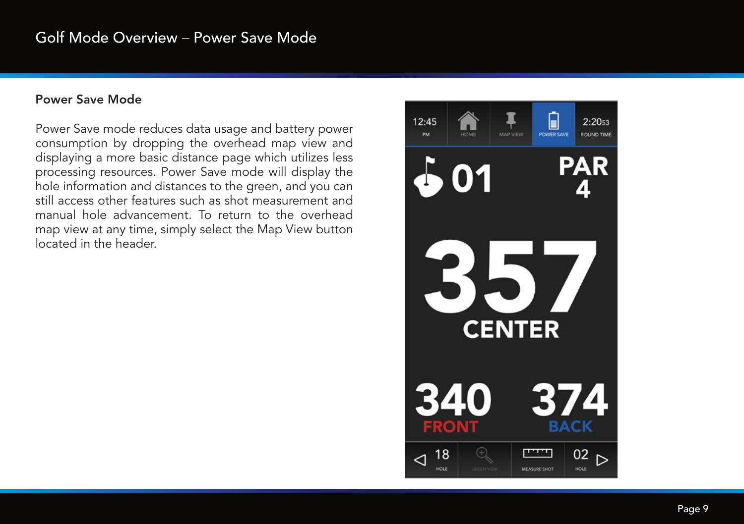# Golf Mode Overview – Power Save Mode

## Power Save Mode

Power Save mode reduces data usage and battery power consumption by dropping the overhead map view and displaying a more basic distance page which utilizes less processing resources. Power Save mode will display the hole information and distances to the green, and you can still access other features such as shot measurement and manual hole advancement. To return to the overhead map view at any time, simply select the Map View button located in the header.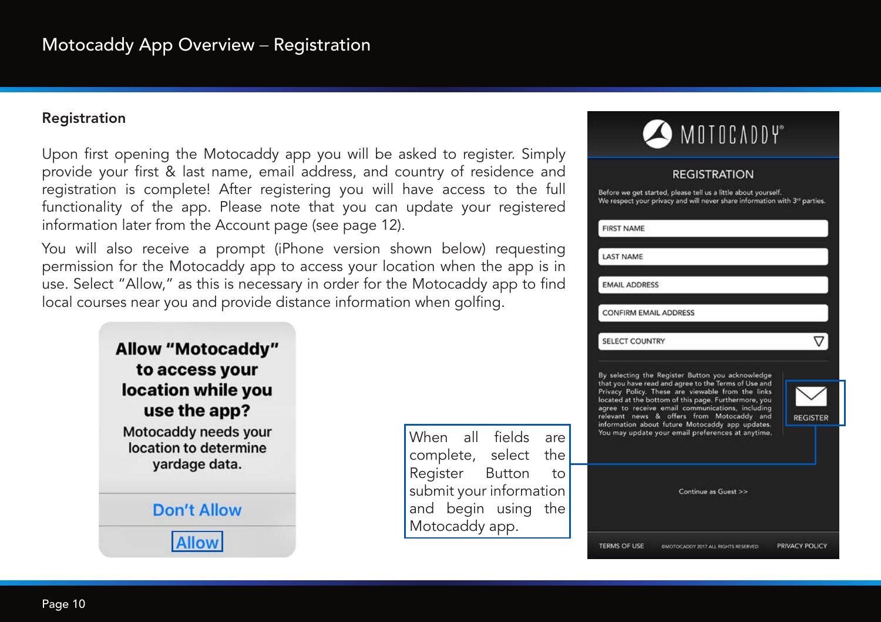# Motocaddy App Overview – Registration

## Registration

Upon first opening the Motocaddy app you will be asked to register. Simply provide your first & last name, email address, and country of residence and registration is complete! After registering you will have access to the full functionality of the app. Please note that you can update your registered information later from the Account page (see page 12).

You will also receive a prompt (iPhone version shown below) requesting permission for the Motocaddy app to access your location when the app is in use. Select "Allow," as this is necessary in order for the Motocaddy app to find local courses near you and provide distance information when golfing.

**Allow "Motocaddy" to access your location while you use the app?**

Motocaddy needs your location to determine yardage data.

Don't Allow

Allow

When all fields are complete, select the Register Button to submit your information and begin using the Motocaddy app.

MOTOCADDY®

REGISTRATION

Before we get started, please tell us a little about yourself.
We respect your privacy and will never share information with 3rd parties.

FIRST NAME

LAST NAME

EMAIL ADDRESS

CONFIRM EMAIL ADDRESS

SELECT COUNTRY

By selecting the Register Button you acknowledge that you have read and agree to the Terms of Use and Privacy Policy. These are viewable from the links located at the bottom of this page. Furthermore, you agree to receive email communications, including relevant news & offers from Motocaddy and information about future Motocaddy app updates. You may update your email preferences at anytime.

REGISTER

Continue as Guest >>

TERMS OF USE ©MOTOCADDY 2017 ALL RIGHTS RESERVED PRIVACY POLICY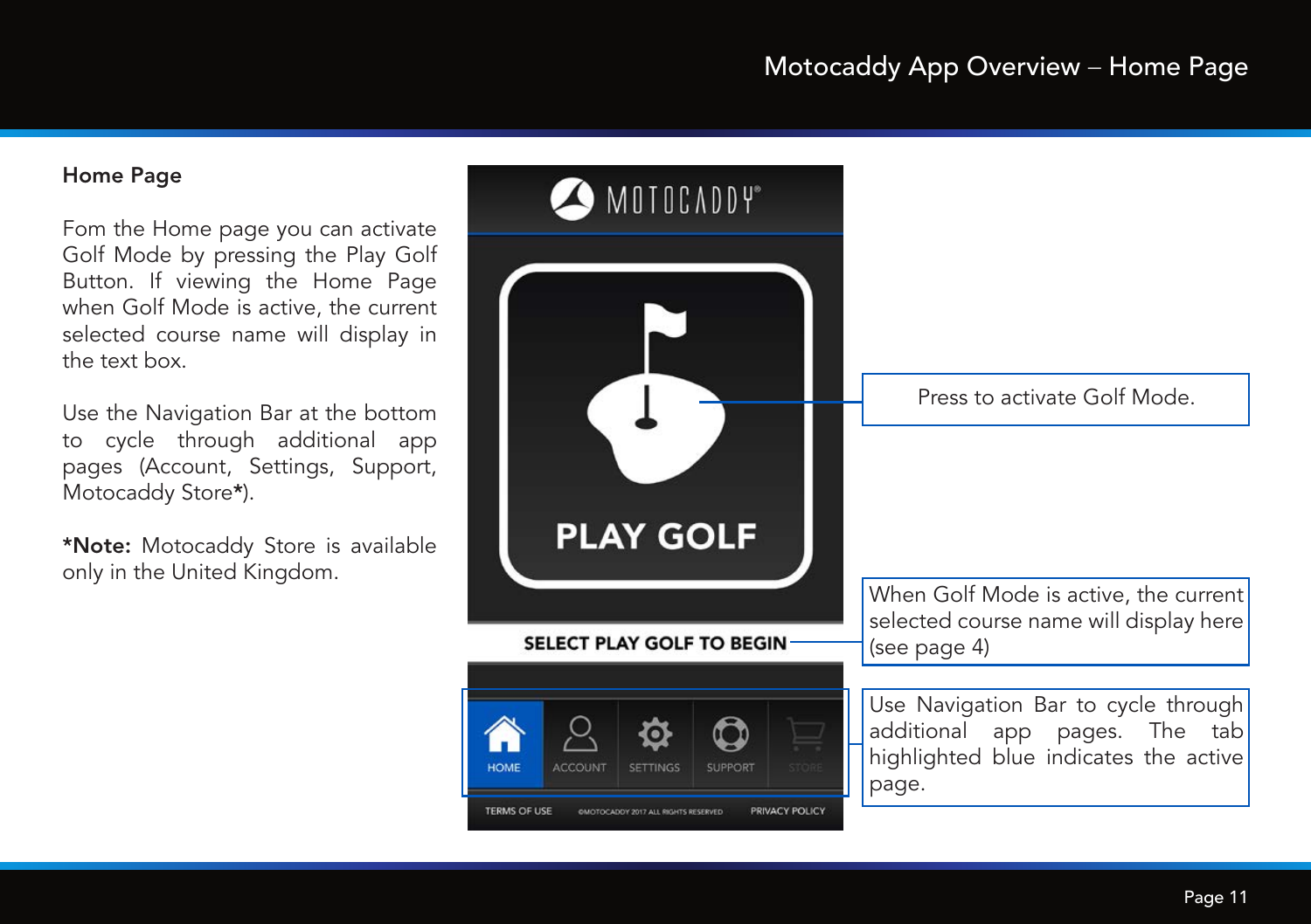## Home Page

Fom the Home page you can activate Golf Mode by pressing the Play Golf Button. If viewing the Home Page when Golf Mode is active, the current selected course name will display in the text box.

Use the Navigation Bar at the bottom to cycle through additional app pages (Account, Settings, Support, Motocaddy Store**\***).

**\*Note:** Motocaddy Store is available only in the United Kingdom.

MOTOCADDY

PLAY GOLF

SELECT PLAY GOLF TO BEGIN

HOME ACCOUNT SETTINGS SUPPORT STORE

TERMS OF USE ©MOTOCADDY 2017 ALL RIGHTS RESERVED PRIVACY POLICY

Press to activate Golf Mode.

When Golf Mode is active, the current selected course name will display here (see page 4)

Use Navigation Bar to cycle through additional app pages. The tab highlighted blue indicates the active page.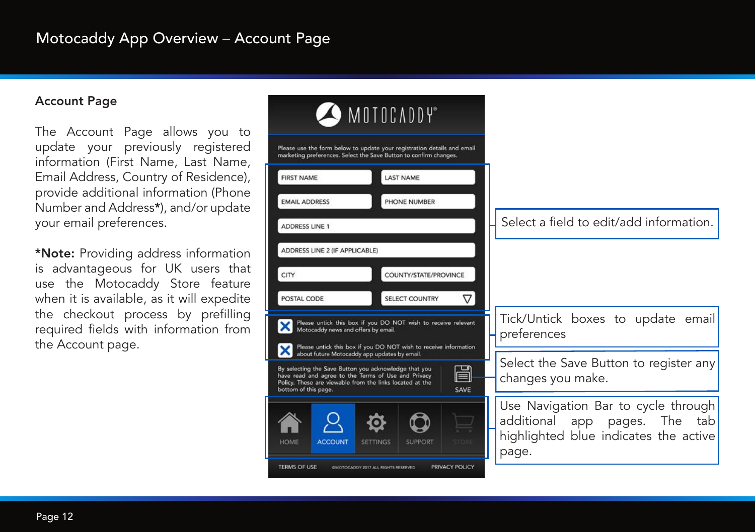# Motocaddy App Overview – Account Page

## Account Page

The Account Page allows you to update your previously registered information (First Name, Last Name, Email Address, Country of Residence), provide additional information (Phone Number and Address*), and/or update your email preferences.

***Note:** Providing address information is advantageous for UK users that use the Motocaddy Store feature when it is available, as it will expedite the checkout process by prefilling required fields with information from the Account page.

MOTOCADDY®

Please use the form below to update your registration details and email marketing preferences. Select the Save Button to confirm changes.

FIRST NAME | LAST NAME
EMAIL ADDRESS | PHONE NUMBER
ADDRESS LINE 1
ADDRESS LINE 2 (IF APPLICABLE)
CITY | COUNTY/STATE/PROVINCE
POSTAL CODE | SELECT COUNTRY

Select a field to edit/add information.

Please untick this box if you DO NOT wish to receive relevant Motocaddy news and offers by email.

Please untick this box if you DO NOT wish to receive information about future Motocaddy app updates by email.

Tick/Untick boxes to update email preferences

By selecting the Save Button you acknowledge that you have read and agree to the Terms of Use and Privacy Policy. These are viewable from the links located at the bottom of this page.

SAVE

Select the Save Button to register any changes you make.

HOME | ACCOUNT | SETTINGS | SUPPORT | STORE

Use Navigation Bar to cycle through additional app pages. The tab highlighted blue indicates the active page.

TERMS OF USE | ©MOTOCADDY 2017 ALL RIGHTS RESERVED | PRIVACY POLICY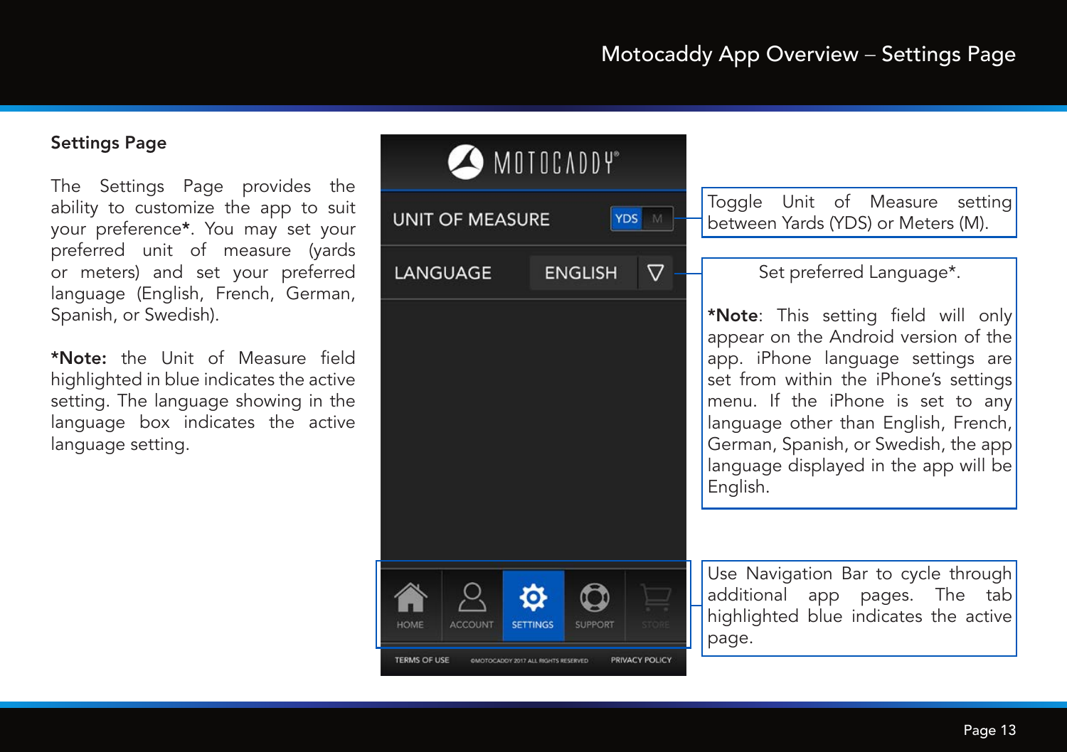## Settings Page

The Settings Page provides the ability to customize the app to suit your preference*. You may set your preferred unit of measure (yards or meters) and set your preferred language (English, French, German, Spanish, or Swedish).

**\*Note:** the Unit of Measure field highlighted in blue indicates the active setting. The language showing in the language box indicates the active language setting.

Toggle Unit of Measure setting between Yards (YDS) or Meters (M).

Set preferred Language*.

**\*Note**: This setting field will only appear on the Android version of the app. iPhone language settings are set from within the iPhone's settings menu. If the iPhone is set to any language other than English, French, German, Spanish, or Swedish, the app language displayed in the app will be English.

Use Navigation Bar to cycle through additional app pages. The tab highlighted blue indicates the active page.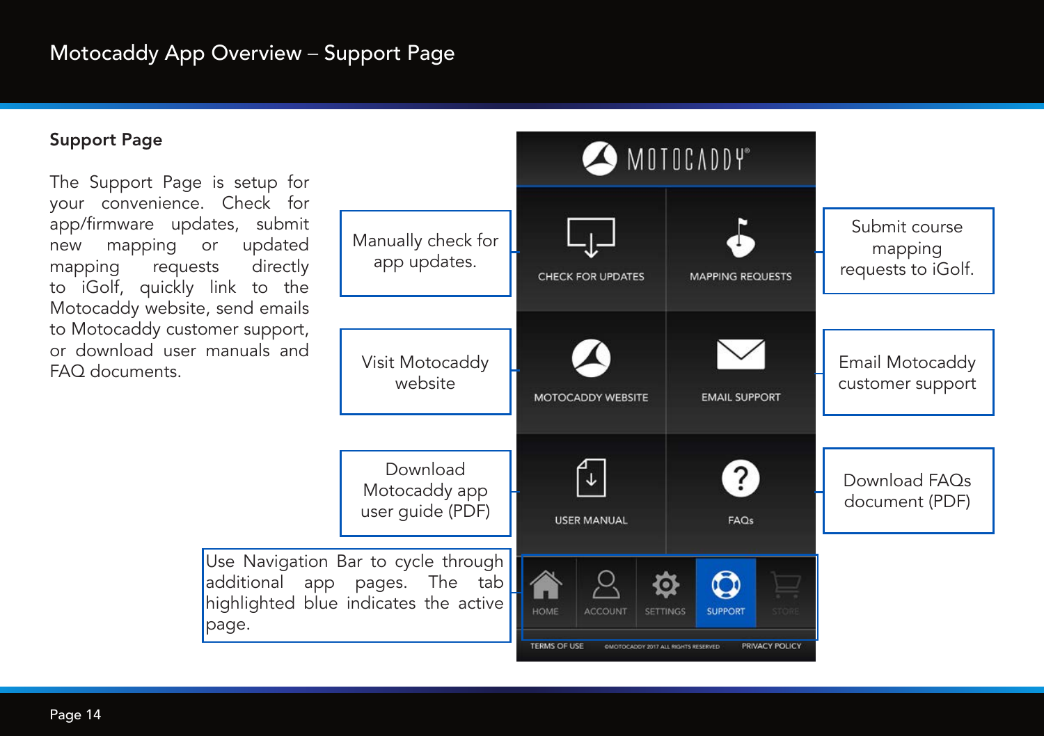# Motocaddy App Overview – Support Page

## Support Page

The Support Page is setup for your convenience. Check for app/firmware updates, submit new mapping or updated mapping requests directly to iGolf, quickly link to the Motocaddy website, send emails to Motocaddy customer support, or download user manuals and FAQ documents.

Manually check for app updates.

Submit course mapping requests to iGolf.

Visit Motocaddy website

Email Motocaddy customer support

Download Motocaddy app user guide (PDF)

Download FAQs document (PDF)

Use Navigation Bar to cycle through additional app pages. The tab highlighted blue indicates the active page.

MOTOCADDY

CHECK FOR UPDATES

MAPPING REQUESTS

MOTOCADDY WEBSITE

EMAIL SUPPORT

USER MANUAL

FAQs

HOME | ACCOUNT | SETTINGS | SUPPORT | STORE

TERMS OF USE | ©MOTOCADDY 2017 ALL RIGHTS RESERVED | PRIVACY POLICY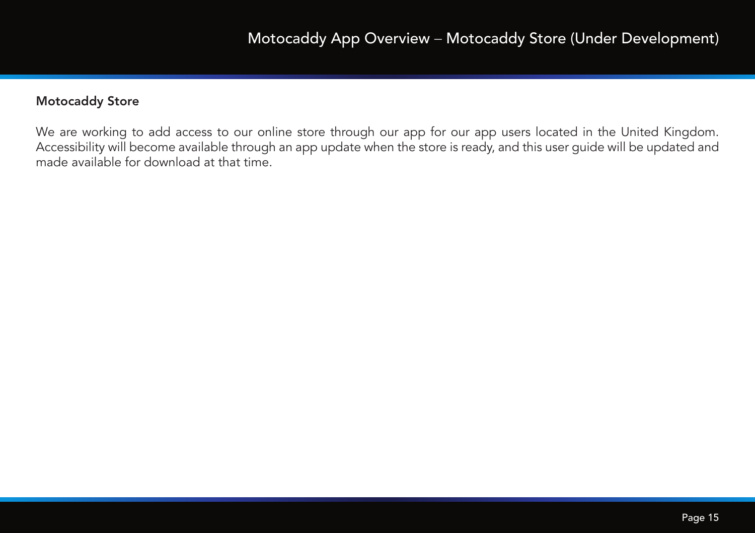# Motocaddy App Overview – Motocaddy Store (Under Development)

## Motocaddy Store

We are working to add access to our online store through our app for our app users located in the United Kingdom. Accessibility will become available through an app update when the store is ready, and this user guide will be updated and made available for download at that time.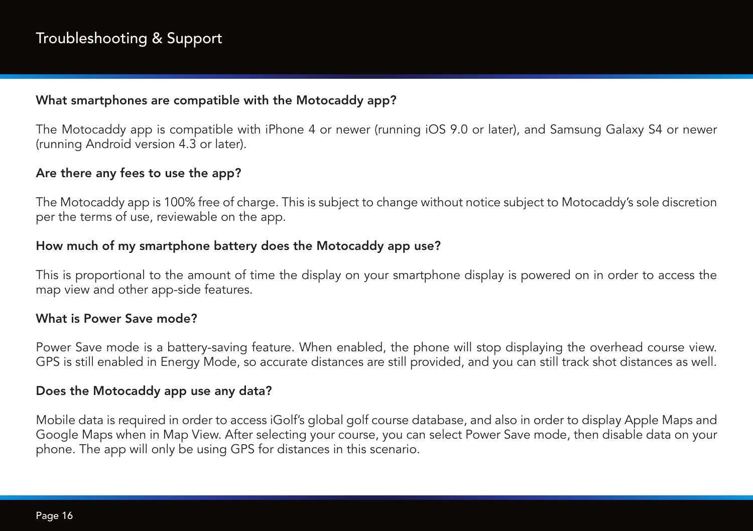# Troubleshooting & Support

**What smartphones are compatible with the Motocaddy app?**

The Motocaddy app is compatible with iPhone 4 or newer (running iOS 9.0 or later), and Samsung Galaxy S4 or newer (running Android version 4.3 or later).

**Are there any fees to use the app?**

The Motocaddy app is 100% free of charge. This is subject to change without notice subject to Motocaddy's sole discretion per the terms of use, reviewable on the app.

**How much of my smartphone battery does the Motocaddy app use?**

This is proportional to the amount of time the display on your smartphone display is powered on in order to access the map view and other app-side features.

**What is Power Save mode?**

Power Save mode is a battery-saving feature. When enabled, the phone will stop displaying the overhead course view. GPS is still enabled in Energy Mode, so accurate distances are still provided, and you can still track shot distances as well.

**Does the Motocaddy app use any data?**

Mobile data is required in order to access iGolf's global golf course database, and also in order to display Apple Maps and Google Maps when in Map View. After selecting your course, you can select Power Save mode, then disable data on your phone. The app will only be using GPS for distances in this scenario.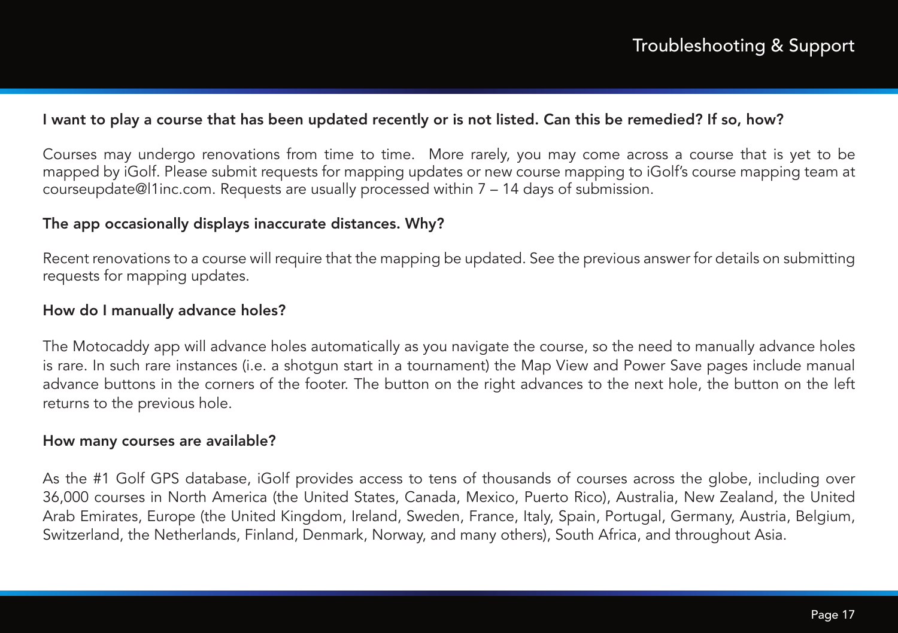## Troubleshooting & Support

**I want to play a course that has been updated recently or is not listed. Can this be remedied? If so, how?**

Courses may undergo renovations from time to time. More rarely, you may come across a course that is yet to be mapped by iGolf. Please submit requests for mapping updates or new course mapping to iGolf's course mapping team at courseupdate@l1inc.com. Requests are usually processed within 7 – 14 days of submission.

**The app occasionally displays inaccurate distances. Why?**

Recent renovations to a course will require that the mapping be updated. See the previous answer for details on submitting requests for mapping updates.

**How do I manually advance holes?**

The Motocaddy app will advance holes automatically as you navigate the course, so the need to manually advance holes is rare. In such rare instances (i.e. a shotgun start in a tournament) the Map View and Power Save pages include manual advance buttons in the corners of the footer. The button on the right advances to the next hole, the button on the left returns to the previous hole.

**How many courses are available?**

As the #1 Golf GPS database, iGolf provides access to tens of thousands of courses across the globe, including over 36,000 courses in North America (the United States, Canada, Mexico, Puerto Rico), Australia, New Zealand, the United Arab Emirates, Europe (the United Kingdom, Ireland, Sweden, France, Italy, Spain, Portugal, Germany, Austria, Belgium, Switzerland, the Netherlands, Finland, Denmark, Norway, and many others), South Africa, and throughout Asia.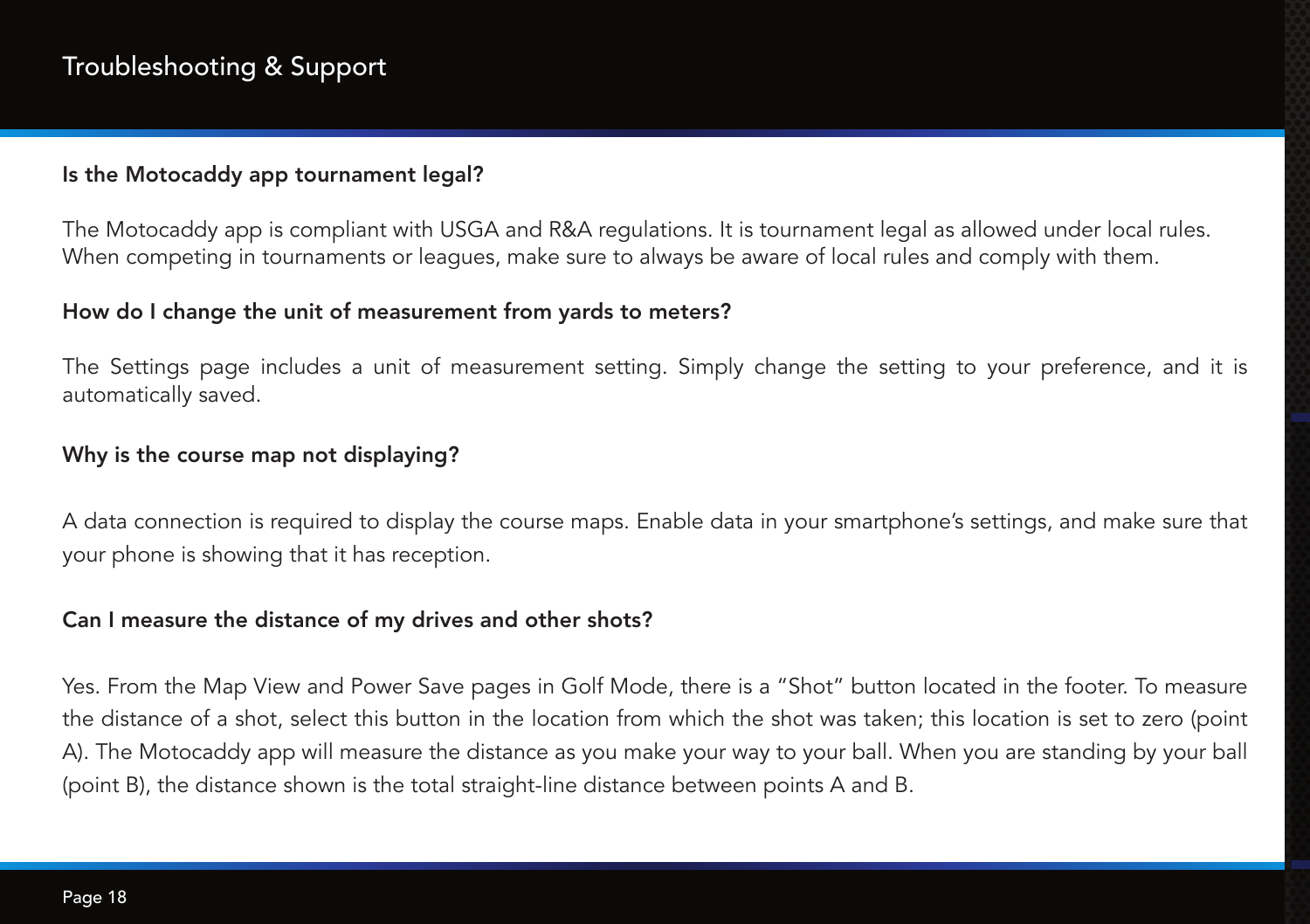# Troubleshooting & Support

**Is the Motocaddy app tournament legal?**

The Motocaddy app is compliant with USGA and R&A regulations. It is tournament legal as allowed under local rules. When competing in tournaments or leagues, make sure to always be aware of local rules and comply with them.

**How do I change the unit of measurement from yards to meters?**

The Settings page includes a unit of measurement setting. Simply change the setting to your preference, and it is automatically saved.

**Why is the course map not displaying?**

A data connection is required to display the course maps. Enable data in your smartphone's settings, and make sure that your phone is showing that it has reception.

**Can I measure the distance of my drives and other shots?**

Yes. From the Map View and Power Save pages in Golf Mode, there is a "Shot" button located in the footer. To measure the distance of a shot, select this button in the location from which the shot was taken; this location is set to zero (point A). The Motocaddy app will measure the distance as you make your way to your ball. When you are standing by your ball (point B), the distance shown is the total straight-line distance between points A and B.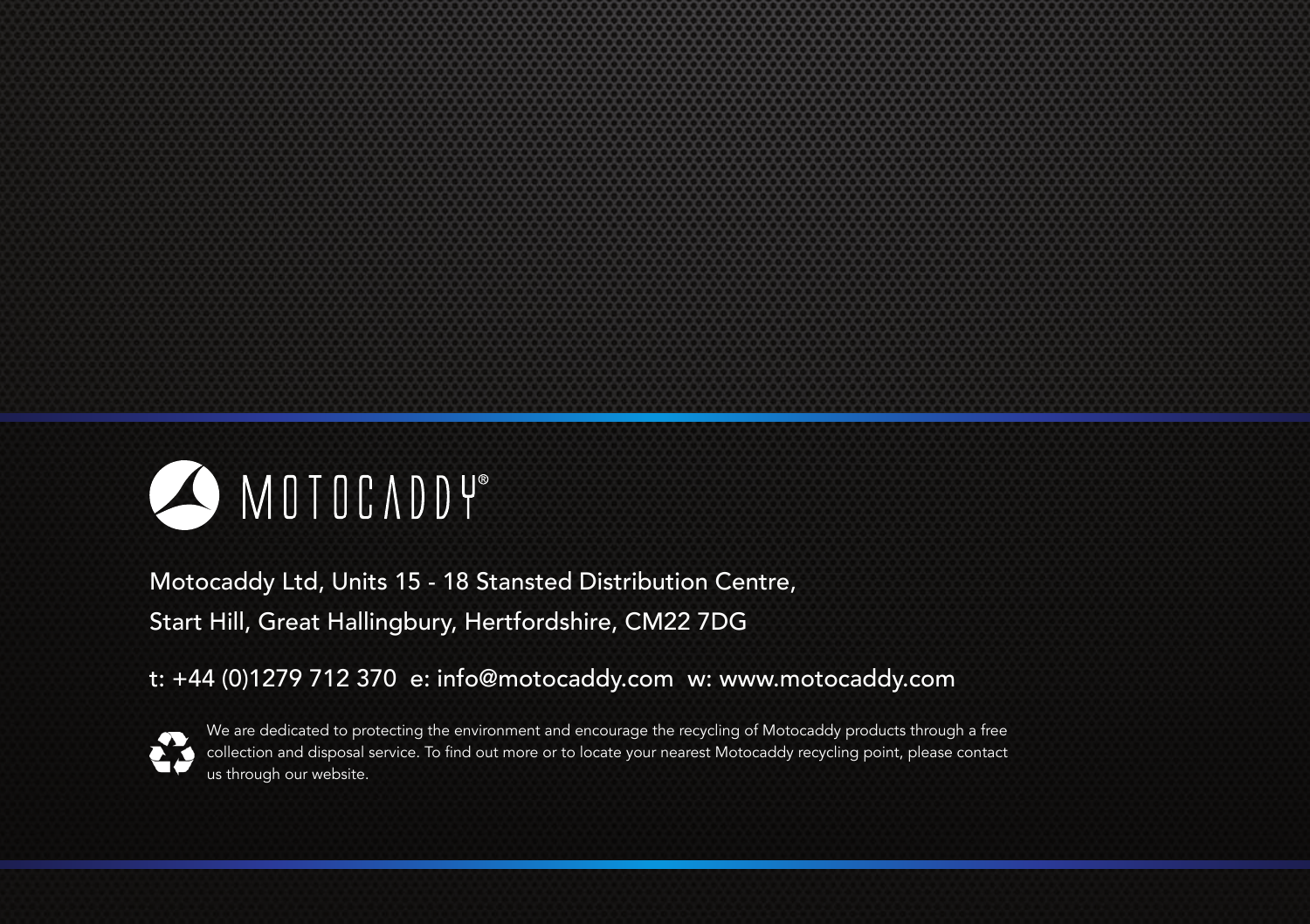MOTOCADDY®

Motocaddy Ltd, Units 15 - 18 Stansted Distribution Centre,
Start Hill, Great Hallingbury, Hertfordshire, CM22 7DG

t: +44 (0)1279 712 370  e: info@motocaddy.com  w: www.motocaddy.com

We are dedicated to protecting the environment and encourage the recycling of Motocaddy products through a free collection and disposal service. To find out more or to locate your nearest Motocaddy recycling point, please contact us through our website.